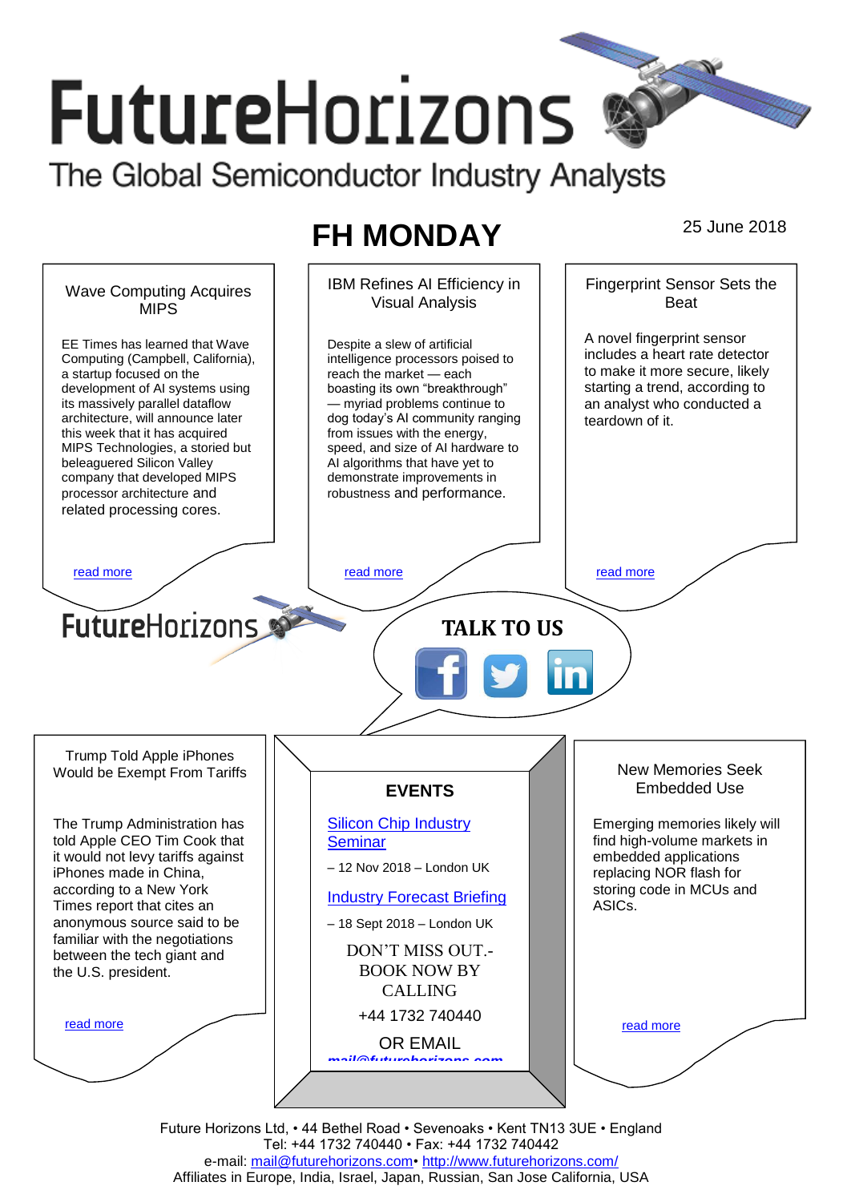# FutureHorizons

The Global Semiconductor Industry Analysts

## FH MONDAY

25 June 2018

### Wave Computing Acquires MIPS

EE Times has learned that Wave Computing (Campbell, California), a startup focused on the development of AI systems using its massively parallel dataflow architecture, will announce later this week that it has acquired MIPS Technologies, a storied but beleaguered Silicon Valley company that developed MIPS processor architecture and related processing cores.

read more

### IBM Refines AI Efficiency in Visual Analysis

Despite a slew of artificial intelligence processors poised to reach the market — each boasting its own "breakthrough" — myriad problems continue to dog today's AI community ranging from issues with the energy, speed, and size of AI hardware to AI algorithms that have yet to demonstrate improvements in robustness and performance.

read more

### Fingerprint Sensor Sets the Beat

A novel fingerprint sensor includes a heart rate detector to make it more secure, likely starting a trend, according to an analyst who conducted a teardown of it.

read more

FutureHorizons

**TALK TO US**

### Trump Told Apple iPhones Would be Exempt From Tariffs

The Trump Administration has told Apple CEO Tim Cook that it would not levy tariffs against iPhones made in China, according to a New York Times report that cites an anonymous source said to be familiar with the negotiations between the tech giant and the U.S. president.

read more

### EVENTS

Silicon Chip Industry Seminar

– 12 Nov 2018 – London UK

Industry Forecast Briefing

– 18 Sept 2018 – London UK

DON'T MISS OUT.- BOOK NOW BY CALLING

+44 1732 740440

OR EMAIL

mail@futurehorizons.com

### New Memories Seek Embedded Use

Emerging memories likely will find high-volume markets in embedded applications replacing NOR flash for storing code in MCUs and ASICs.

read more

Future Horizons Ltd, • 44 Bethel Road • Sevenoaks • Kent TN13 3UE • England
Tel: +44 1732 740440 • Fax: +44 1732 740442
e-mail: mail@futurehorizons.com• http://www.futurehorizons.com/
Affiliates in Europe, India, Israel, Japan, Russian, San Jose California, USA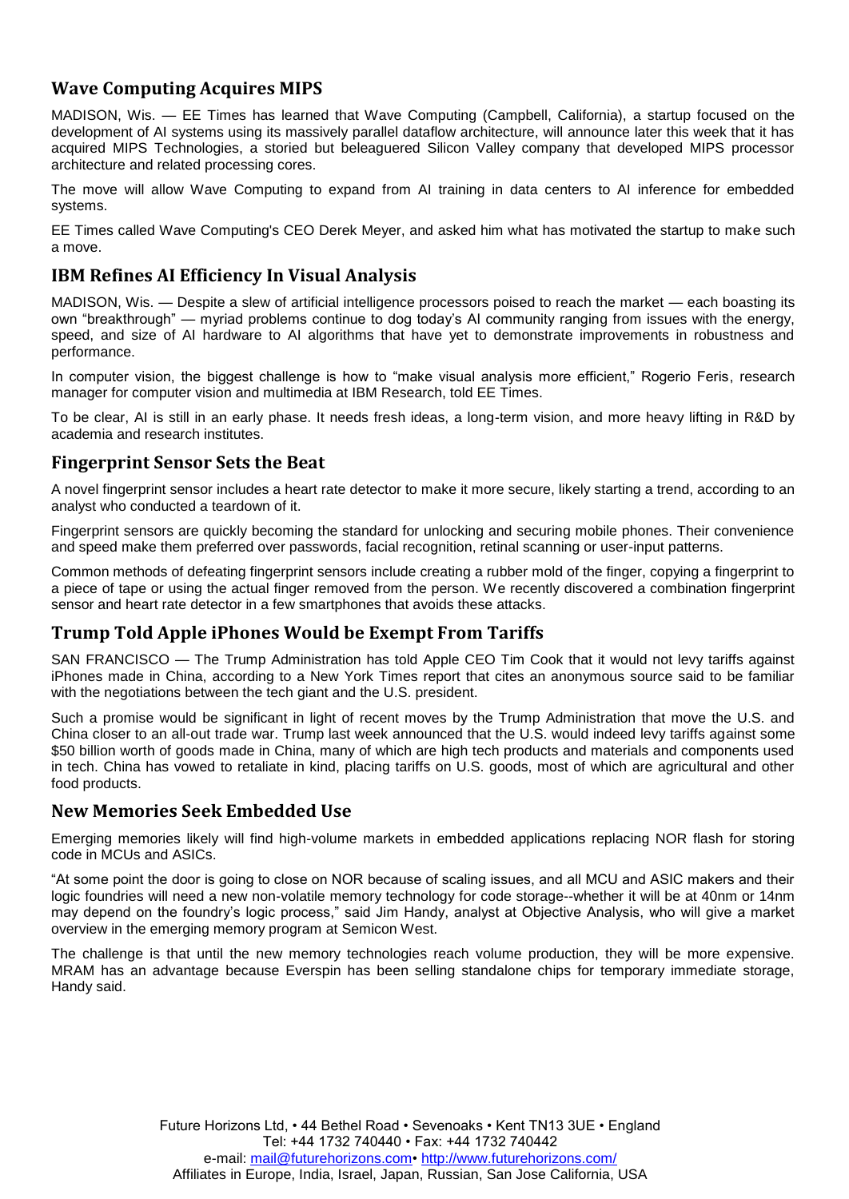## Wave Computing Acquires MIPS

MADISON, Wis. — EE Times has learned that Wave Computing (Campbell, California), a startup focused on the development of AI systems using its massively parallel dataflow architecture, will announce later this week that it has acquired MIPS Technologies, a storied but beleaguered Silicon Valley company that developed MIPS processor architecture and related processing cores.

The move will allow Wave Computing to expand from AI training in data centers to AI inference for embedded systems.

EE Times called Wave Computing's CEO Derek Meyer, and asked him what has motivated the startup to make such a move.

## IBM Refines AI Efficiency In Visual Analysis

MADISON, Wis. — Despite a slew of artificial intelligence processors poised to reach the market — each boasting its own "breakthrough" — myriad problems continue to dog today's AI community ranging from issues with the energy, speed, and size of AI hardware to AI algorithms that have yet to demonstrate improvements in robustness and performance.

In computer vision, the biggest challenge is how to "make visual analysis more efficient," Rogerio Feris, research manager for computer vision and multimedia at IBM Research, told EE Times.

To be clear, AI is still in an early phase. It needs fresh ideas, a long-term vision, and more heavy lifting in R&D by academia and research institutes.

## Fingerprint Sensor Sets the Beat

A novel fingerprint sensor includes a heart rate detector to make it more secure, likely starting a trend, according to an analyst who conducted a teardown of it.

Fingerprint sensors are quickly becoming the standard for unlocking and securing mobile phones. Their convenience and speed make them preferred over passwords, facial recognition, retinal scanning or user-input patterns.

Common methods of defeating fingerprint sensors include creating a rubber mold of the finger, copying a fingerprint to a piece of tape or using the actual finger removed from the person. We recently discovered a combination fingerprint sensor and heart rate detector in a few smartphones that avoids these attacks.

## Trump Told Apple iPhones Would be Exempt From Tariffs

SAN FRANCISCO — The Trump Administration has told Apple CEO Tim Cook that it would not levy tariffs against iPhones made in China, according to a New York Times report that cites an anonymous source said to be familiar with the negotiations between the tech giant and the U.S. president.

Such a promise would be significant in light of recent moves by the Trump Administration that move the U.S. and China closer to an all-out trade war. Trump last week announced that the U.S. would indeed levy tariffs against some $50 billion worth of goods made in China, many of which are high tech products and materials and components used in tech. China has vowed to retaliate in kind, placing tariffs on U.S. goods, most of which are agricultural and other food products.

## New Memories Seek Embedded Use

Emerging memories likely will find high-volume markets in embedded applications replacing NOR flash for storing code in MCUs and ASICs.

"At some point the door is going to close on NOR because of scaling issues, and all MCU and ASIC makers and their logic foundries will need a new non-volatile memory technology for code storage--whether it will be at 40nm or 14nm may depend on the foundry's logic process," said Jim Handy, analyst at Objective Analysis, who will give a market overview in the emerging memory program at Semicon West.

The challenge is that until the new memory technologies reach volume production, they will be more expensive. MRAM has an advantage because Everspin has been selling standalone chips for temporary immediate storage, Handy said.

Future Horizons Ltd, • 44 Bethel Road • Sevenoaks • Kent TN13 3UE • England
Tel: +44 1732 740440 • Fax: +44 1732 740442
e-mail: mail@futurehorizons.com• http://www.futurehorizons.com/
Affiliates in Europe, India, Israel, Japan, Russian, San Jose California, USA